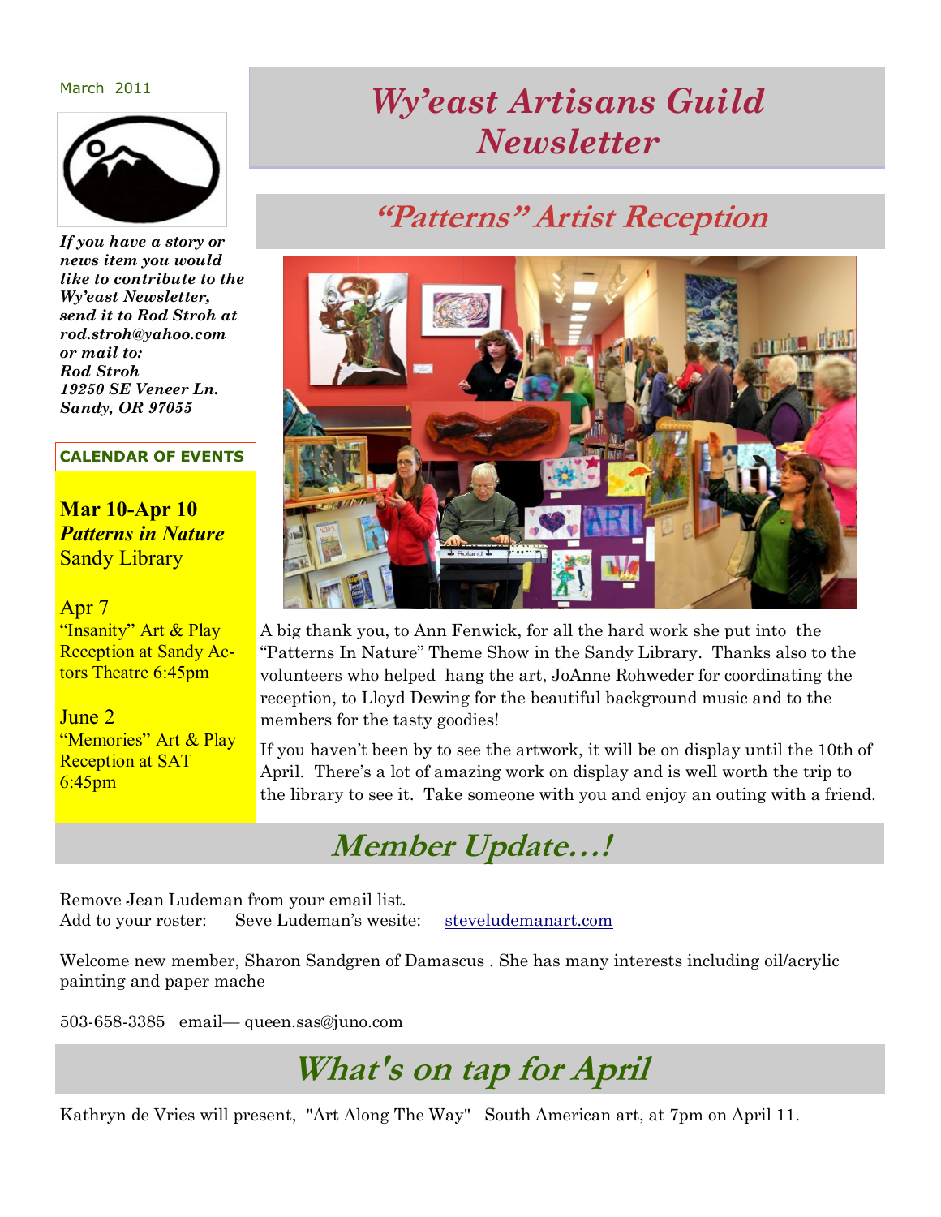March 2011

# *Wy'east Artisans Guild Newsletter*

***If you have a story or news item you would like to contribute to the Wy'east Newsletter, send it to Rod Stroh at rod.stroh@yahoo.com or mail to: Rod Stroh 19250 SE Veneer Ln. Sandy, OR 97055***

**CALENDAR OF EVENTS**

**Mar 10-Apr 10**
***Patterns in Nature***
Sandy Library

Apr 7
"Insanity" Art & Play Reception at Sandy Actors Theatre 6:45pm

June 2
"Memories" Art & Play Reception at SAT 6:45pm

## *"Patterns" Artist Reception*

A big thank you, to Ann Fenwick, for all the hard work she put into the "Patterns In Nature" Theme Show in the Sandy Library. Thanks also to the volunteers who helped hang the art, JoAnne Rohweder for coordinating the reception, to Lloyd Dewing for the beautiful background music and to the members for the tasty goodies!

If you haven't been by to see the artwork, it will be on display until the 10th of April. There's a lot of amazing work on display and is well worth the trip to the library to see it. Take someone with you and enjoy an outing with a friend.

## *Member Update…!*

Remove Jean Ludeman from your email list.
Add to your roster: Seve Ludeman's wesite: steveludemanart.com

Welcome new member, Sharon Sandgren of Damascus . She has many interests including oil/acrylic painting and paper mache

503-658-3385 email— queen.sas@juno.com

## *What's on tap for April*

Kathryn de Vries will present, "Art Along The Way" South American art, at 7pm on April 11.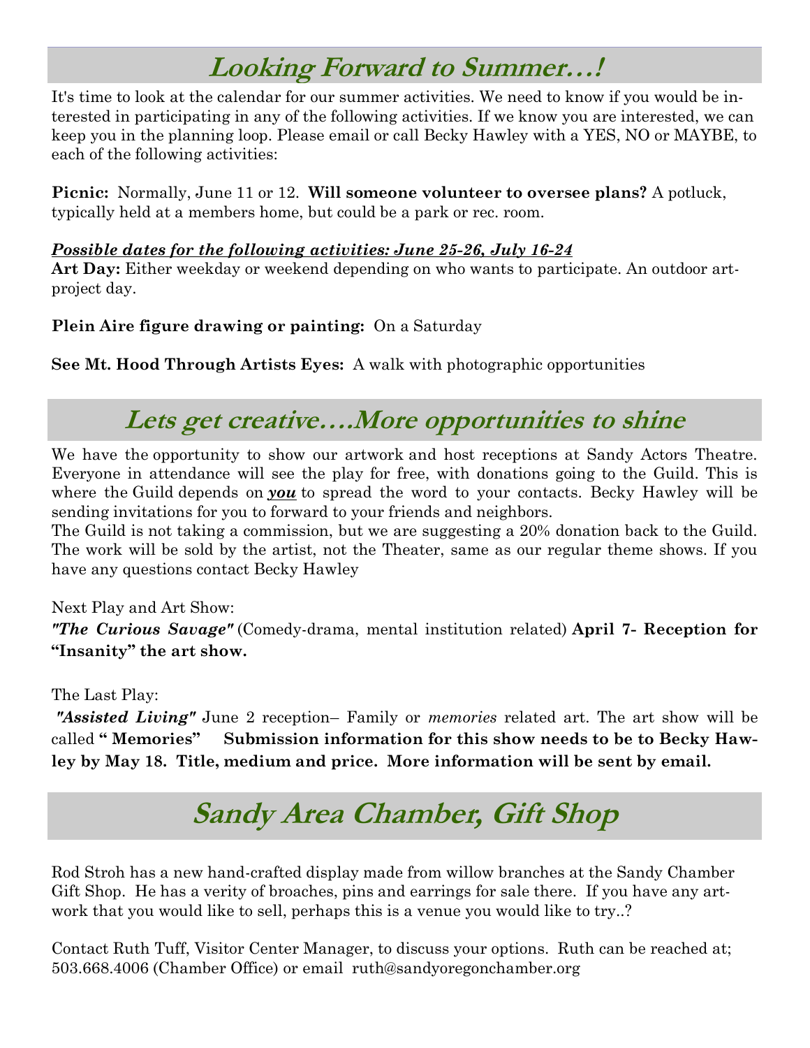## Looking Forward to Summer…!

It's time to look at the calendar for our summer activities. We need to know if you would be interested in participating in any of the following activities. If we know you are interested, we can keep you in the planning loop. Please email or call Becky Hawley with a YES, NO or MAYBE, to each of the following activities:

**Picnic:** Normally, June 11 or 12. **Will someone volunteer to oversee plans?** A potluck, typically held at a members home, but could be a park or rec. room.

***Possible dates for the following activities: June 25-26, July 16-24***

**Art Day:** Either weekday or weekend depending on who wants to participate. An outdoor art-project day.

**Plein Aire figure drawing or painting:** On a Saturday

**See Mt. Hood Through Artists Eyes:** A walk with photographic opportunities

## Lets get creative….More opportunities to shine

We have the opportunity to show our artwork and host receptions at Sandy Actors Theatre. Everyone in attendance will see the play for free, with donations going to the Guild. This is where the Guild depends on ***you*** to spread the word to your contacts. Becky Hawley will be sending invitations for you to forward to your friends and neighbors.

The Guild is not taking a commission, but we are suggesting a 20% donation back to the Guild. The work will be sold by the artist, not the Theater, same as our regular theme shows. If you have any questions contact Becky Hawley

Next Play and Art Show:

***"The Curious Savage"*** (Comedy-drama, mental institution related) **April 7- Reception for "Insanity" the art show.**

The Last Play:

***"Assisted Living"*** June 2 reception– Family or *memories* related art. The art show will be called **" Memories"** **Submission information for this show needs to be to Becky Hawley by May 18. Title, medium and price. More information will be sent by email.**

## Sandy Area Chamber, Gift Shop

Rod Stroh has a new hand-crafted display made from willow branches at the Sandy Chamber Gift Shop. He has a verity of broaches, pins and earrings for sale there. If you have any artwork that you would like to sell, perhaps this is a venue you would like to try..?

Contact Ruth Tuff, Visitor Center Manager, to discuss your options. Ruth can be reached at; 503.668.4006 (Chamber Office) or email ruth@sandyoregonchamber.org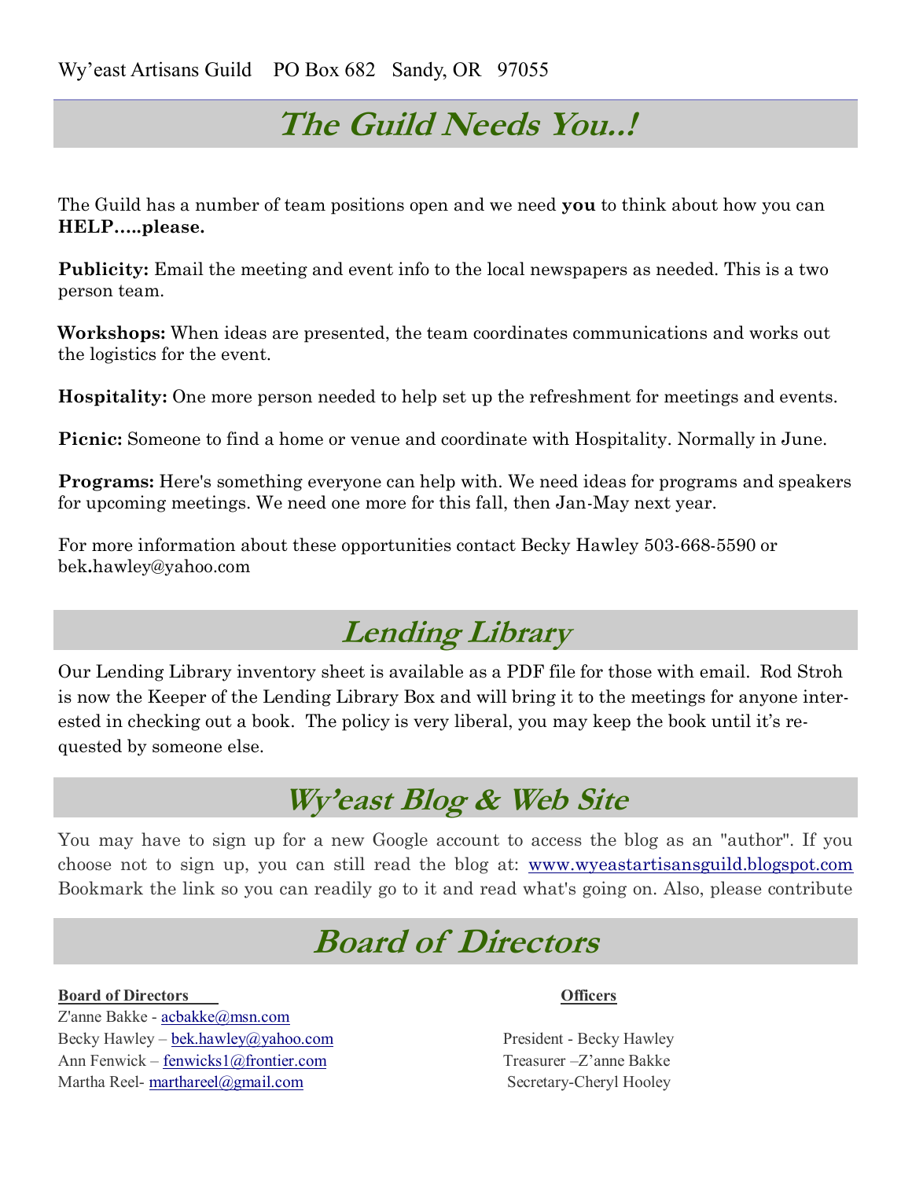Wy'east Artisans Guild PO Box 682 Sandy, OR 97055

# The Guild Needs You..!

The Guild has a number of team positions open and we need **you** to think about how you can **HELP…..please.**

**Publicity:** Email the meeting and event info to the local newspapers as needed. This is a two person team.

**Workshops:** When ideas are presented, the team coordinates communications and works out the logistics for the event.

**Hospitality:** One more person needed to help set up the refreshment for meetings and events.

**Picnic:** Someone to find a home or venue and coordinate with Hospitality. Normally in June.

**Programs:** Here's something everyone can help with. We need ideas for programs and speakers for upcoming meetings. We need one more for this fall, then Jan-May next year.

For more information about these opportunities contact Becky Hawley 503-668-5590 or bek.hawley@yahoo.com

# Lending Library

Our Lending Library inventory sheet is available as a PDF file for those with email. Rod Stroh is now the Keeper of the Lending Library Box and will bring it to the meetings for anyone interested in checking out a book. The policy is very liberal, you may keep the book until it's requested by someone else.

# Wy'east Blog & Web Site

You may have to sign up for a new Google account to access the blog as an "author". If you choose not to sign up, you can still read the blog at: www.wyeastartisansguild.blogspot.com Bookmark the link so you can readily go to it and read what's going on. Also, please contribute

# Board of Directors

**Board of Directors**

Z'anne Bakke - acbakke@msn.com
Becky Hawley – bek.hawley@yahoo.com
Ann Fenwick – fenwicks1@frontier.com
Martha Reel- marthareel@gmail.com

**Officers**

President - Becky Hawley
Treasurer –Z'anne Bakke
Secretary-Cheryl Hooley